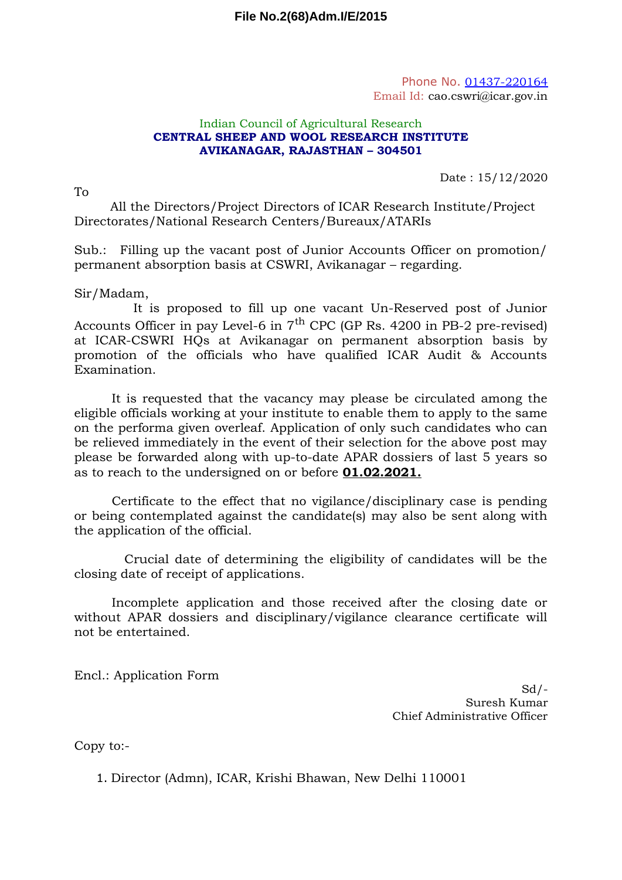**File No.2(68)Adm.I/E/2015**

Phone No. 01437-220164
Email Id: cao.cswri@icar.gov.in

Indian Council of Agricultural Research
**CENTRAL SHEEP AND WOOL RESEARCH INSTITUTE**
**AVIKANAGAR, RAJASTHAN – 304501**

Date : 15/12/2020

To

All the Directors/Project Directors of ICAR Research Institute/Project Directorates/National Research Centers/Bureaux/ATARIs

Sub.: Filling up the vacant post of Junior Accounts Officer on promotion/ permanent absorption basis at CSWRI, Avikanagar – regarding.

Sir/Madam,

It is proposed to fill up one vacant Un-Reserved post of Junior Accounts Officer in pay Level-6 in 7th CPC (GP Rs. 4200 in PB-2 pre-revised) at ICAR-CSWRI HQs at Avikanagar on permanent absorption basis by promotion of the officials who have qualified ICAR Audit & Accounts Examination.

It is requested that the vacancy may please be circulated among the eligible officials working at your institute to enable them to apply to the same on the performa given overleaf. Application of only such candidates who can be relieved immediately in the event of their selection for the above post may please be forwarded along with up-to-date APAR dossiers of last 5 years so as to reach to the undersigned on or before **01.02.2021.**

Certificate to the effect that no vigilance/disciplinary case is pending or being contemplated against the candidate(s) may also be sent along with the application of the official.

Crucial date of determining the eligibility of candidates will be the closing date of receipt of applications.

Incomplete application and those received after the closing date or without APAR dossiers and disciplinary/vigilance clearance certificate will not be entertained.

Encl.: Application Form

Sd/-
Suresh Kumar
Chief Administrative Officer

Copy to:-

1. Director (Admn), ICAR, Krishi Bhawan, New Delhi 110001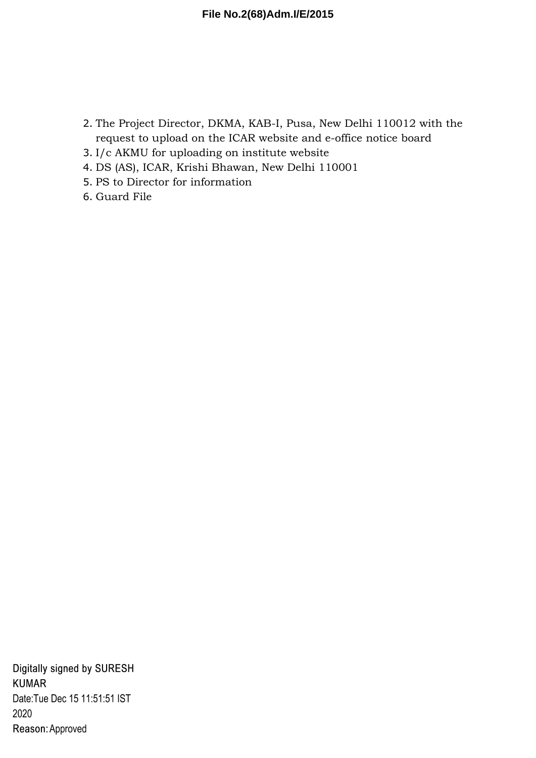File No.2(68)Adm.I/E/2015

2. The Project Director, DKMA, KAB-I, Pusa, New Delhi 110012 with the request to upload on the ICAR website and e-office notice board
3. I/c AKMU for uploading on institute website
4. DS (AS), ICAR, Krishi Bhawan, New Delhi 110001
5. PS to Director for information
6. Guard File

Digitally signed by SURESH KUMAR
Date:Tue Dec 15 11:51:51 IST 2020
Reason: Approved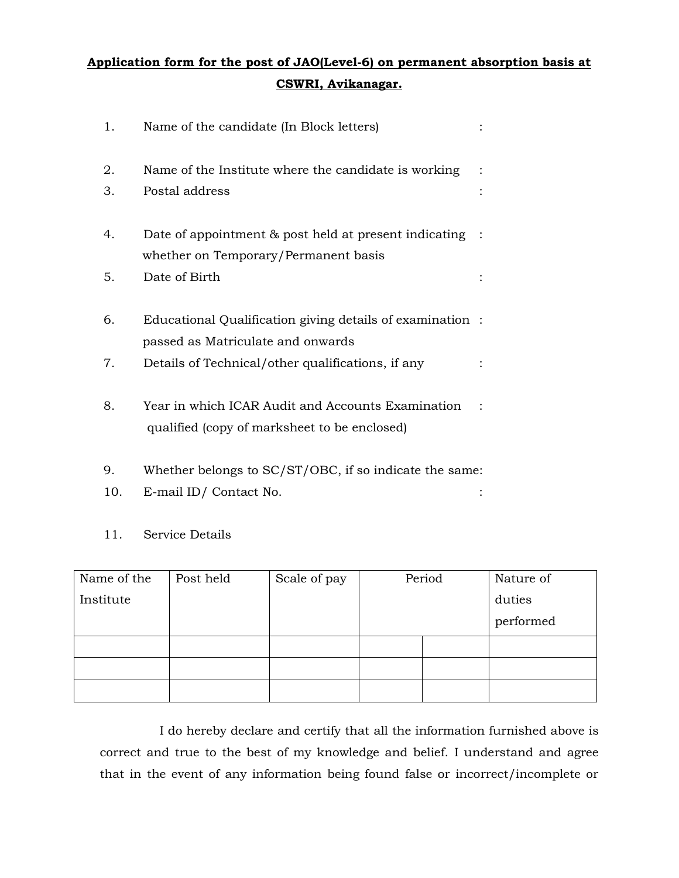**Application form for the post of JAO(Level-6) on permanent absorption basis at CSWRI, Avikanagar.**

1. Name of the candidate (In Block letters) :

2. Name of the Institute where the candidate is working :
3. Postal address :

4. Date of appointment & post held at present indicating whether on Temporary/Permanent basis :
5. Date of Birth :

6. Educational Qualification giving details of examination passed as Matriculate and onwards :
7. Details of Technical/other qualifications, if any :

8. Year in which ICAR Audit and Accounts Examination qualified (copy of marksheet to be enclosed) :

9. Whether belongs to SC/ST/OBC, if so indicate the same:
10. E-mail ID/ Contact No. :

11. Service Details

| Name of the Institute | Post held | Scale of pay | Period | | Nature of duties performed |
|---|---|---|---|---|---|
| | | | | | |
| | | | | | |
| | | | | | |

I do hereby declare and certify that all the information furnished above is correct and true to the best of my knowledge and belief. I understand and agree that in the event of any information being found false or incorrect/incomplete or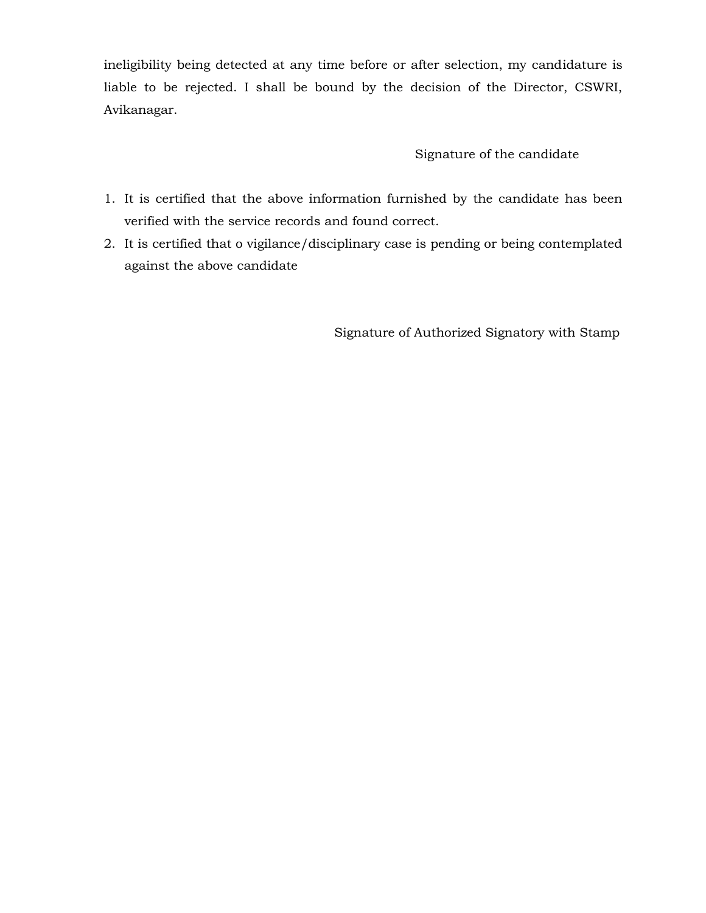ineligibility being detected at any time before or after selection, my candidature is liable to be rejected. I shall be bound by the decision of the Director, CSWRI, Avikanagar.

Signature of the candidate

1. It is certified that the above information furnished by the candidate has been verified with the service records and found correct.
2. It is certified that o vigilance/disciplinary case is pending or being contemplated against the above candidate

Signature of Authorized Signatory with Stamp